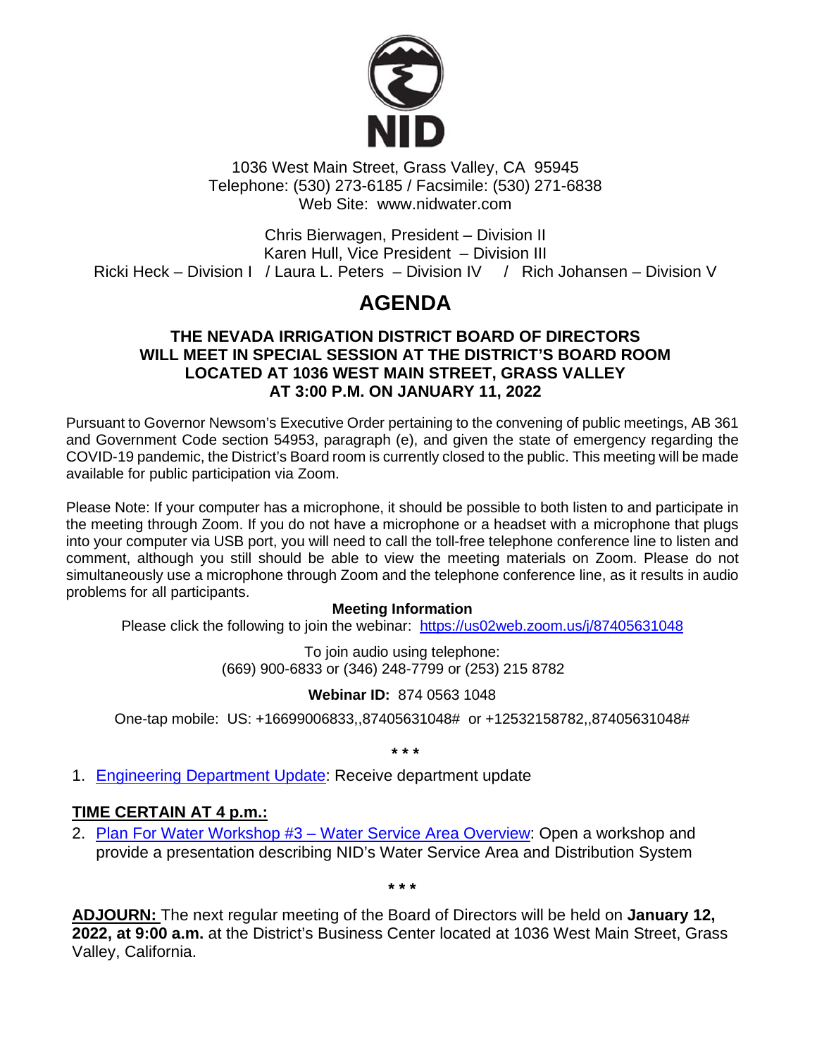NID

1036 West Main Street, Grass Valley, CA 95945
Telephone: (530) 273-6185 / Facsimile: (530) 271-6838
Web Site: www.nidwater.com

Chris Bierwagen, President – Division II
Karen Hull, Vice President – Division III
Ricki Heck – Division I / Laura L. Peters – Division IV / Rich Johansen – Division V

# AGENDA

## THE NEVADA IRRIGATION DISTRICT BOARD OF DIRECTORS WILL MEET IN SPECIAL SESSION AT THE DISTRICT'S BOARD ROOM LOCATED AT 1036 WEST MAIN STREET, GRASS VALLEY AT 3:00 P.M. ON JANUARY 11, 2022

Pursuant to Governor Newsom's Executive Order pertaining to the convening of public meetings, AB 361 and Government Code section 54953, paragraph (e), and given the state of emergency regarding the COVID-19 pandemic, the District's Board room is currently closed to the public. This meeting will be made available for public participation via Zoom.

Please Note: If your computer has a microphone, it should be possible to both listen to and participate in the meeting through Zoom. If you do not have a microphone or a headset with a microphone that plugs into your computer via USB port, you will need to call the toll-free telephone conference line to listen and comment, although you still should be able to view the meeting materials on Zoom. Please do not simultaneously use a microphone through Zoom and the telephone conference line, as it results in audio problems for all participants.

**Meeting Information**

Please click the following to join the webinar: https://us02web.zoom.us/j/87405631048

To join audio using telephone:
(669) 900-6833 or (346) 248-7799 or (253) 215 8782

**Webinar ID:** 874 0563 1048

One-tap mobile: US: +16699006833,,87405631048# or +12532158782,,87405631048#

\* \* \*

1. Engineering Department Update: Receive department update

**TIME CERTAIN AT 4 p.m.:**

2. Plan For Water Workshop #3 – Water Service Area Overview: Open a workshop and provide a presentation describing NID's Water Service Area and Distribution System

\* \* \*

**ADJOURN:** The next regular meeting of the Board of Directors will be held on **January 12, 2022, at 9:00 a.m.** at the District's Business Center located at 1036 West Main Street, Grass Valley, California.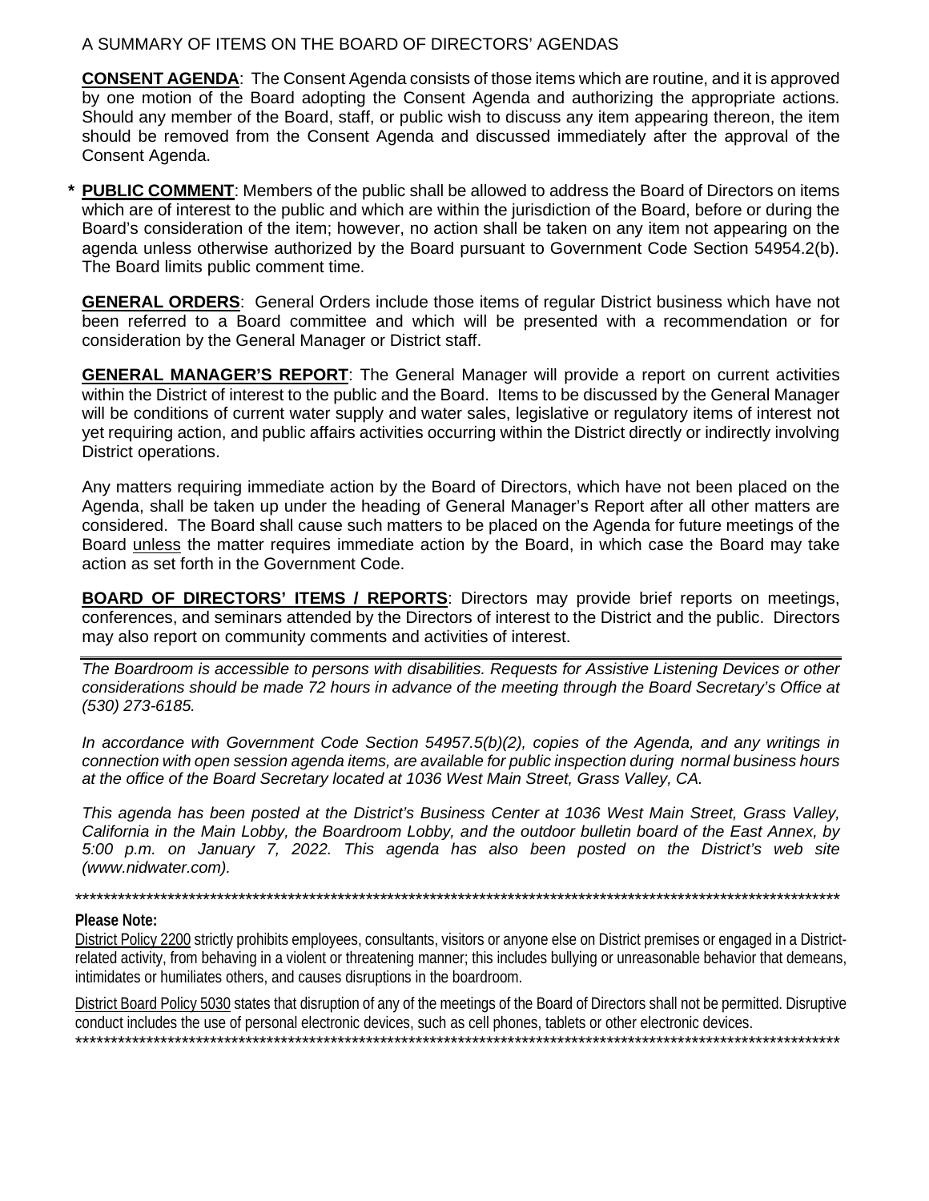A SUMMARY OF ITEMS ON THE BOARD OF DIRECTORS' AGENDAS

**CONSENT AGENDA**: The Consent Agenda consists of those items which are routine, and it is approved by one motion of the Board adopting the Consent Agenda and authorizing the appropriate actions. Should any member of the Board, staff, or public wish to discuss any item appearing thereon, the item should be removed from the Consent Agenda and discussed immediately after the approval of the Consent Agenda.

\* **PUBLIC COMMENT**: Members of the public shall be allowed to address the Board of Directors on items which are of interest to the public and which are within the jurisdiction of the Board, before or during the Board's consideration of the item; however, no action shall be taken on any item not appearing on the agenda unless otherwise authorized by the Board pursuant to Government Code Section 54954.2(b). The Board limits public comment time.

**GENERAL ORDERS**: General Orders include those items of regular District business which have not been referred to a Board committee and which will be presented with a recommendation or for consideration by the General Manager or District staff.

**GENERAL MANAGER'S REPORT**: The General Manager will provide a report on current activities within the District of interest to the public and the Board. Items to be discussed by the General Manager will be conditions of current water supply and water sales, legislative or regulatory items of interest not yet requiring action, and public affairs activities occurring within the District directly or indirectly involving District operations.

Any matters requiring immediate action by the Board of Directors, which have not been placed on the Agenda, shall be taken up under the heading of General Manager's Report after all other matters are considered. The Board shall cause such matters to be placed on the Agenda for future meetings of the Board unless the matter requires immediate action by the Board, in which case the Board may take action as set forth in the Government Code.

**BOARD OF DIRECTORS' ITEMS / REPORTS**: Directors may provide brief reports on meetings, conferences, and seminars attended by the Directors of interest to the District and the public. Directors may also report on community comments and activities of interest.

---

*The Boardroom is accessible to persons with disabilities. Requests for Assistive Listening Devices or other considerations should be made 72 hours in advance of the meeting through the Board Secretary's Office at (530) 273-6185.*

*In accordance with Government Code Section 54957.5(b)(2), copies of the Agenda, and any writings in connection with open session agenda items, are available for public inspection during normal business hours at the office of the Board Secretary located at 1036 West Main Street, Grass Valley, CA.*

*This agenda has been posted at the District's Business Center at 1036 West Main Street, Grass Valley, California in the Main Lobby, the Boardroom Lobby, and the outdoor bulletin board of the East Annex, by 5:00 p.m. on January 7, 2022. This agenda has also been posted on the District's web site (www.nidwater.com).*

\*\*\*\*\*\*\*\*\*\*\*\*\*\*\*\*\*\*\*\*\*\*\*\*\*\*\*\*\*\*\*\*\*\*\*\*\*\*\*\*\*\*\*\*\*\*\*\*\*\*\*\*\*\*\*\*\*\*\*\*\*\*\*\*\*\*\*\*\*\*\*\*\*\*\*\*\*\*

**Please Note:**

District Policy 2200 strictly prohibits employees, consultants, visitors or anyone else on District premises or engaged in a District-related activity, from behaving in a violent or threatening manner; this includes bullying or unreasonable behavior that demeans, intimidates or humiliates others, and causes disruptions in the boardroom.

District Board Policy 5030 states that disruption of any of the meetings of the Board of Directors shall not be permitted. Disruptive conduct includes the use of personal electronic devices, such as cell phones, tablets or other electronic devices.

\*\*\*\*\*\*\*\*\*\*\*\*\*\*\*\*\*\*\*\*\*\*\*\*\*\*\*\*\*\*\*\*\*\*\*\*\*\*\*\*\*\*\*\*\*\*\*\*\*\*\*\*\*\*\*\*\*\*\*\*\*\*\*\*\*\*\*\*\*\*\*\*\*\*\*\*\*\*